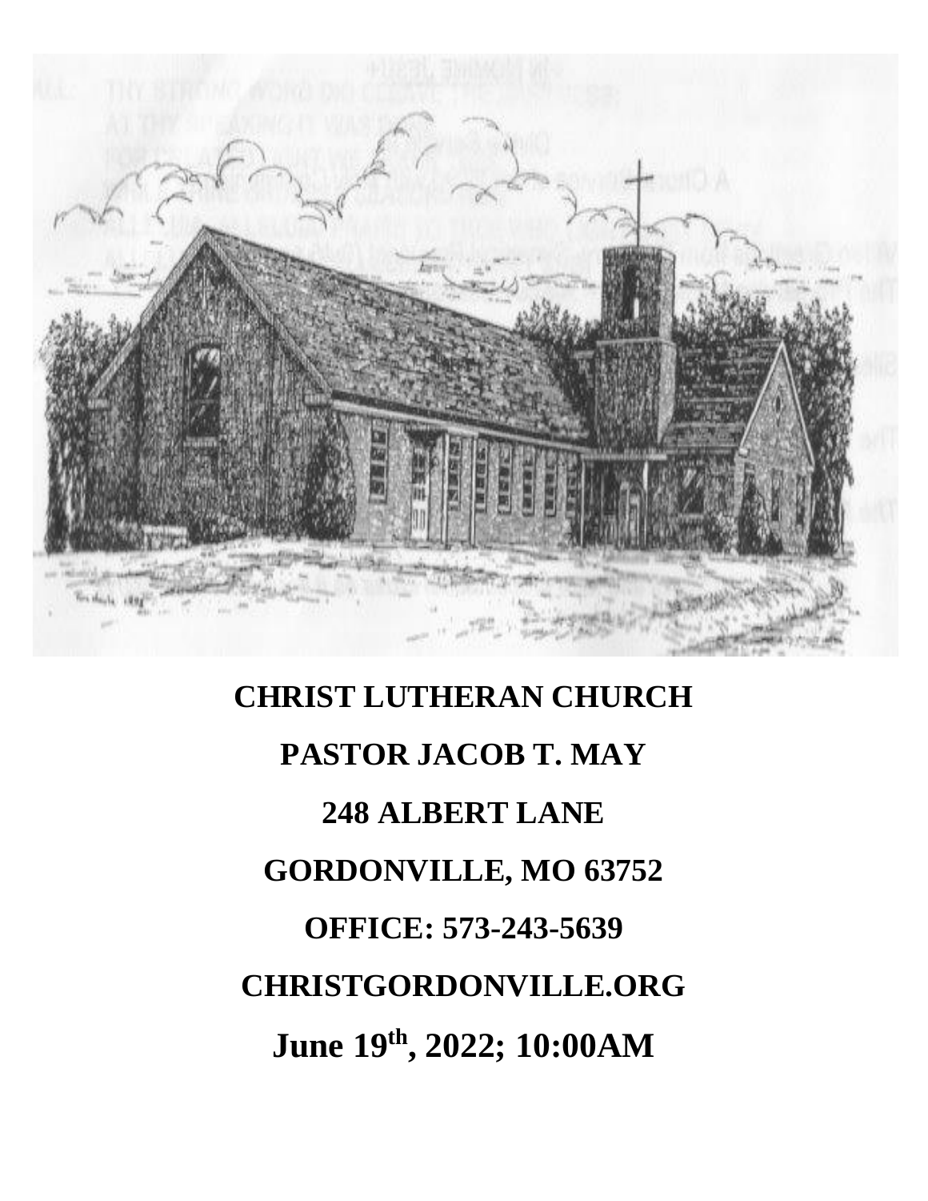**CHRIST LUTHERAN CHURCH**

**PASTOR JACOB T. MAY**

**248 ALBERT LANE**

**GORDONVILLE, MO 63752**

**OFFICE: 573-243-5639**

**CHRISTGORDONVILLE.ORG**

**June 19th, 2022; 10:00AM**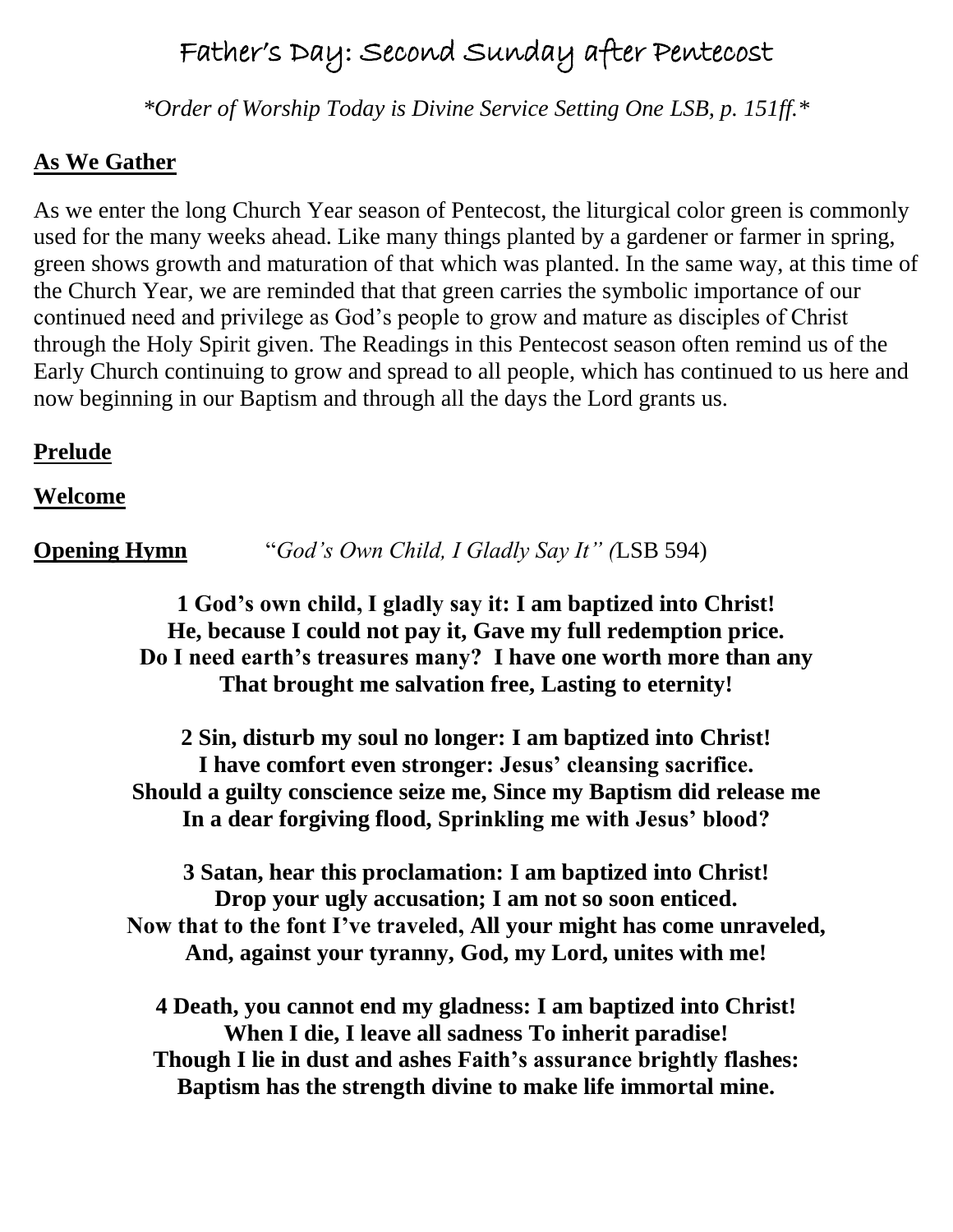# Father's Day: Second Sunday after Pentecost

*\*Order of Worship Today is Divine Service Setting One LSB, p. 151ff.\**

## As We Gather

As we enter the long Church Year season of Pentecost, the liturgical color green is commonly used for the many weeks ahead. Like many things planted by a gardener or farmer in spring, green shows growth and maturation of that which was planted. In the same way, at this time of the Church Year, we are reminded that that green carries the symbolic importance of our continued need and privilege as God's people to grow and mature as disciples of Christ through the Holy Spirit given. The Readings in this Pentecost season often remind us of the Early Church continuing to grow and spread to all people, which has continued to us here and now beginning in our Baptism and through all the days the Lord grants us.

## Prelude

## Welcome

**Opening Hymn** "*God's Own Child, I Gladly Say It" (*LSB 594)

**1 God's own child, I gladly say it: I am baptized into Christ!**
**He, because I could not pay it, Gave my full redemption price.**
**Do I need earth's treasures many? I have one worth more than any**
**That brought me salvation free, Lasting to eternity!**

**2 Sin, disturb my soul no longer: I am baptized into Christ!**
**I have comfort even stronger: Jesus' cleansing sacrifice.**
**Should a guilty conscience seize me, Since my Baptism did release me**
**In a dear forgiving flood, Sprinkling me with Jesus' blood?**

**3 Satan, hear this proclamation: I am baptized into Christ!**
**Drop your ugly accusation; I am not so soon enticed.**
**Now that to the font I've traveled, All your might has come unraveled,**
**And, against your tyranny, God, my Lord, unites with me!**

**4 Death, you cannot end my gladness: I am baptized into Christ!**
**When I die, I leave all sadness To inherit paradise!**
**Though I lie in dust and ashes Faith's assurance brightly flashes:**
**Baptism has the strength divine to make life immortal mine.**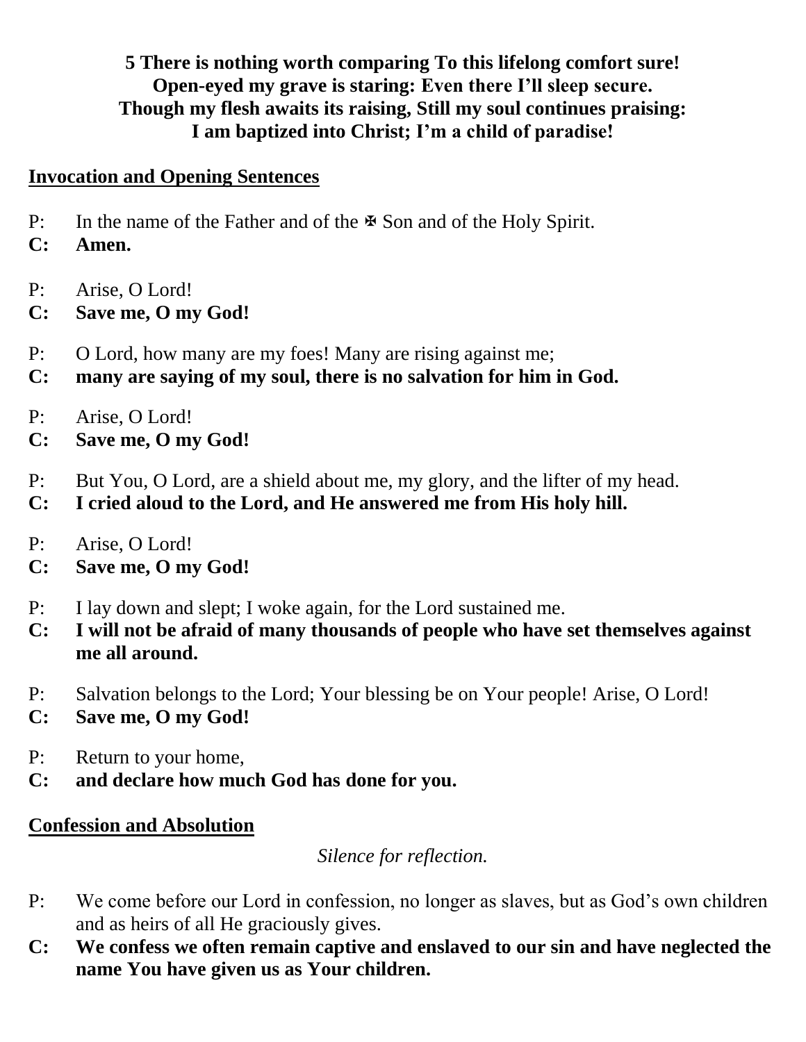**5 There is nothing worth comparing To this lifelong comfort sure!**
**Open-eyed my grave is staring: Even there I'll sleep secure.**
**Though my flesh awaits its raising, Still my soul continues praising:**
**I am baptized into Christ; I'm a child of paradise!**

## Invocation and Opening Sentences

P: In the name of the Father and of the ✠ Son and of the Holy Spirit.
**C: Amen.**

P: Arise, O Lord!
**C: Save me, O my God!**

P: O Lord, how many are my foes! Many are rising against me;
**C: many are saying of my soul, there is no salvation for him in God.**

P: Arise, O Lord!
**C: Save me, O my God!**

P: But You, O Lord, are a shield about me, my glory, and the lifter of my head.
**C: I cried aloud to the Lord, and He answered me from His holy hill.**

P: Arise, O Lord!
**C: Save me, O my God!**

P: I lay down and slept; I woke again, for the Lord sustained me.
**C: I will not be afraid of many thousands of people who have set themselves against me all around.**

P: Salvation belongs to the Lord; Your blessing be on Your people! Arise, O Lord!
**C: Save me, O my God!**

P: Return to your home,
**C: and declare how much God has done for you.**

## Confession and Absolution

*Silence for reflection.*

P: We come before our Lord in confession, no longer as slaves, but as God's own children and as heirs of all He graciously gives.
**C: We confess we often remain captive and enslaved to our sin and have neglected the name You have given us as Your children.**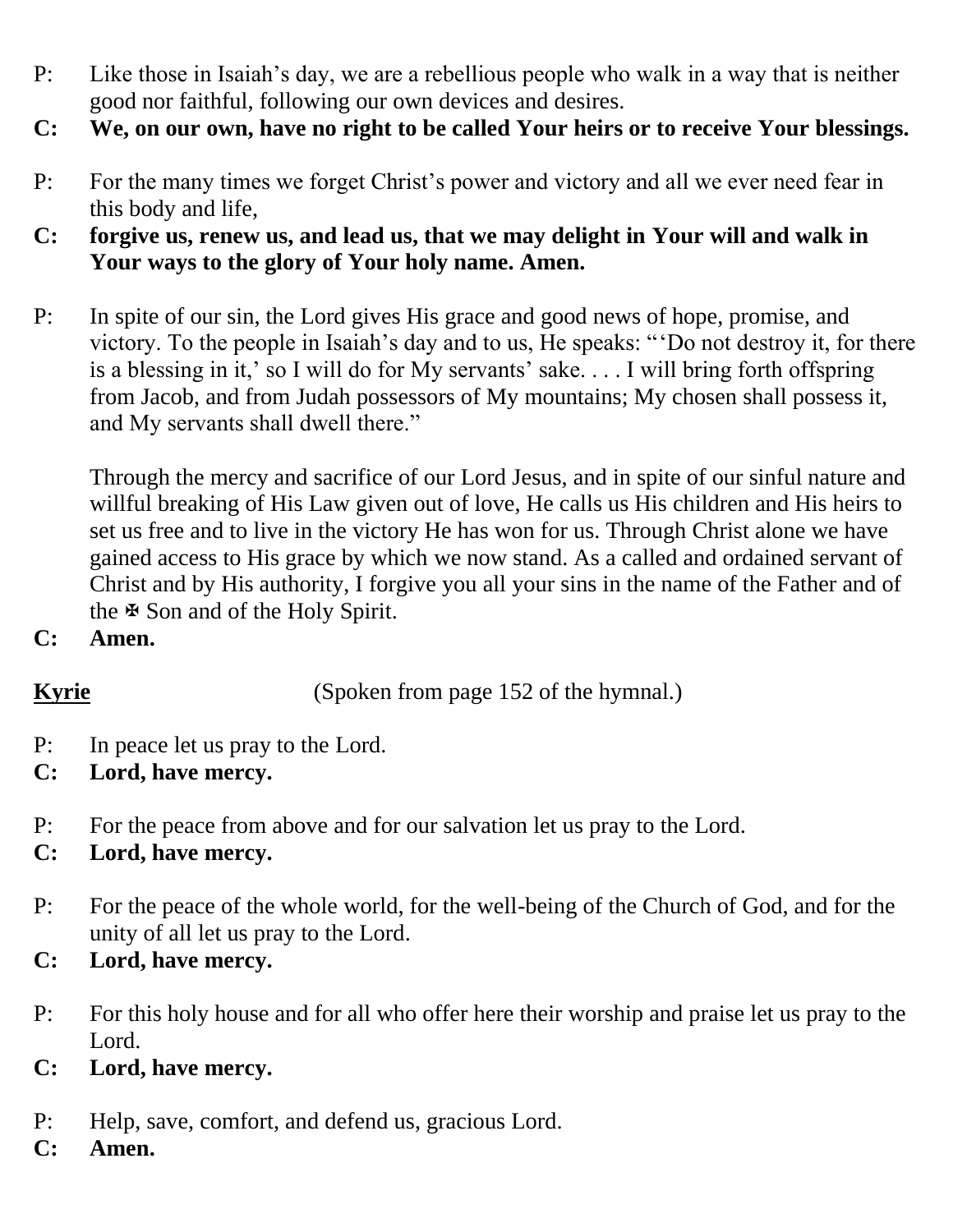P: Like those in Isaiah's day, we are a rebellious people who walk in a way that is neither good nor faithful, following our own devices and desires.

**C: We, on our own, have no right to be called Your heirs or to receive Your blessings.**

P: For the many times we forget Christ's power and victory and all we ever need fear in this body and life,

**C: forgive us, renew us, and lead us, that we may delight in Your will and walk in Your ways to the glory of Your holy name. Amen.**

P: In spite of our sin, the Lord gives His grace and good news of hope, promise, and victory. To the people in Isaiah's day and to us, He speaks: "'Do not destroy it, for there is a blessing in it,' so I will do for My servants' sake. . . . I will bring forth offspring from Jacob, and from Judah possessors of My mountains; My chosen shall possess it, and My servants shall dwell there."

Through the mercy and sacrifice of our Lord Jesus, and in spite of our sinful nature and willful breaking of His Law given out of love, He calls us His children and His heirs to set us free and to live in the victory He has won for us. Through Christ alone we have gained access to His grace by which we now stand. As a called and ordained servant of Christ and by His authority, I forgive you all your sins in the name of the Father and of the ✠ Son and of the Holy Spirit.

**C: Amen.**

**Kyrie** (Spoken from page 152 of the hymnal.)

P: In peace let us pray to the Lord.

**C: Lord, have mercy.**

P: For the peace from above and for our salvation let us pray to the Lord.

**C: Lord, have mercy.**

P: For the peace of the whole world, for the well-being of the Church of God, and for the unity of all let us pray to the Lord.

**C: Lord, have mercy.**

P: For this holy house and for all who offer here their worship and praise let us pray to the Lord.

**C: Lord, have mercy.**

P: Help, save, comfort, and defend us, gracious Lord.

**C: Amen.**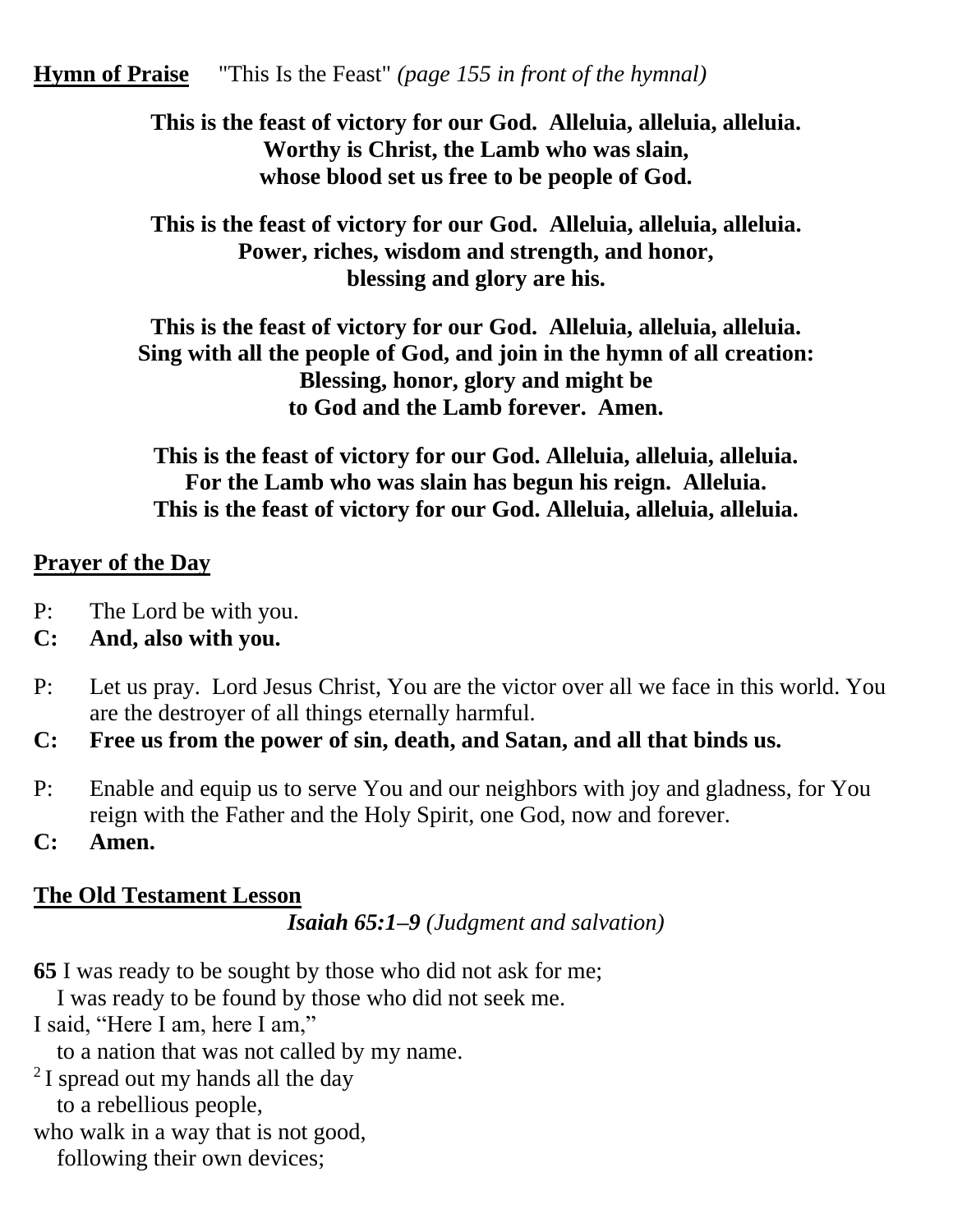**Hymn of Praise** "This Is the Feast" *(page 155 in front of the hymnal)*

**This is the feast of victory for our God. Alleluia, alleluia, alleluia.**
**Worthy is Christ, the Lamb who was slain,**
**whose blood set us free to be people of God.**

**This is the feast of victory for our God. Alleluia, alleluia, alleluia.**
**Power, riches, wisdom and strength, and honor,**
**blessing and glory are his.**

**This is the feast of victory for our God. Alleluia, alleluia, alleluia.**
**Sing with all the people of God, and join in the hymn of all creation:**
**Blessing, honor, glory and might be**
**to God and the Lamb forever. Amen.**

**This is the feast of victory for our God. Alleluia, alleluia, alleluia.**
**For the Lamb who was slain has begun his reign. Alleluia.**
**This is the feast of victory for our God. Alleluia, alleluia, alleluia.**

**Prayer of the Day**

P: The Lord be with you.
**C: And, also with you.**

P: Let us pray. Lord Jesus Christ, You are the victor over all we face in this world. You are the destroyer of all things eternally harmful.
**C: Free us from the power of sin, death, and Satan, and all that binds us.**

P: Enable and equip us to serve You and our neighbors with joy and gladness, for You reign with the Father and the Holy Spirit, one God, now and forever.
**C: Amen.**

**The Old Testament Lesson**

***Isaiah 65:1–9*** *(Judgment and salvation)*

**65** I was ready to be sought by those who did not ask for me;
I was ready to be found by those who did not seek me.
I said, "Here I am, here I am,"
to a nation that was not called by my name.
[2] I spread out my hands all the day
to a rebellious people,
who walk in a way that is not good,
following their own devices;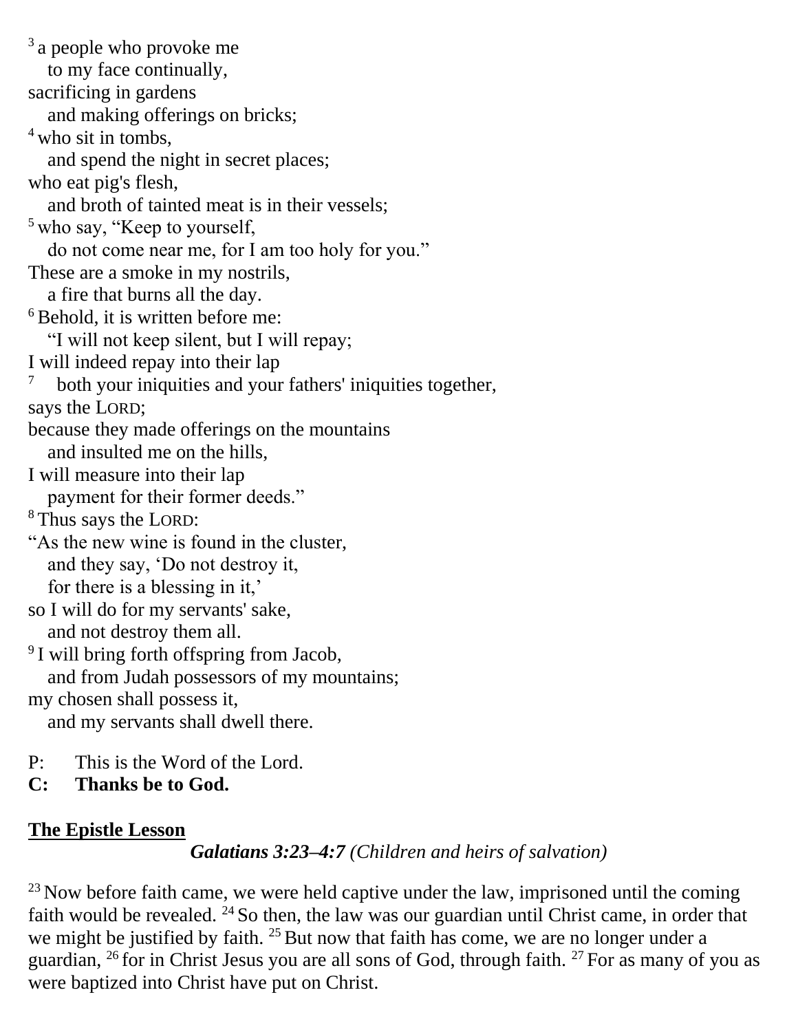[3] a people who provoke me
 to my face continually,
sacrificing in gardens
 and making offerings on bricks;
[4] who sit in tombs,
 and spend the night in secret places;
who eat pig's flesh,
 and broth of tainted meat is in their vessels;
[5] who say, "Keep to yourself,
 do not come near me, for I am too holy for you."
These are a smoke in my nostrils,
 a fire that burns all the day.
[6] Behold, it is written before me:
 "I will not keep silent, but I will repay;
I will indeed repay into their lap
[7] both your iniquities and your fathers' iniquities together,
says the LORD;
because they made offerings on the mountains
 and insulted me on the hills,
I will measure into their lap
 payment for their former deeds."
[8] Thus says the LORD:
"As the new wine is found in the cluster,
 and they say, 'Do not destroy it,
 for there is a blessing in it,'
so I will do for my servants' sake,
 and not destroy them all.
[9] I will bring forth offspring from Jacob,
 and from Judah possessors of my mountains;
my chosen shall possess it,
 and my servants shall dwell there.

P: This is the Word of the Lord.
**C: Thanks be to God.**

## The Epistle Lesson

***Galatians 3:23–4:7*** *(Children and heirs of salvation)*

[23] Now before faith came, we were held captive under the law, imprisoned until the coming faith would be revealed. [24] So then, the law was our guardian until Christ came, in order that we might be justified by faith. [25] But now that faith has come, we are no longer under a guardian, [26] for in Christ Jesus you are all sons of God, through faith. [27] For as many of you as were baptized into Christ have put on Christ.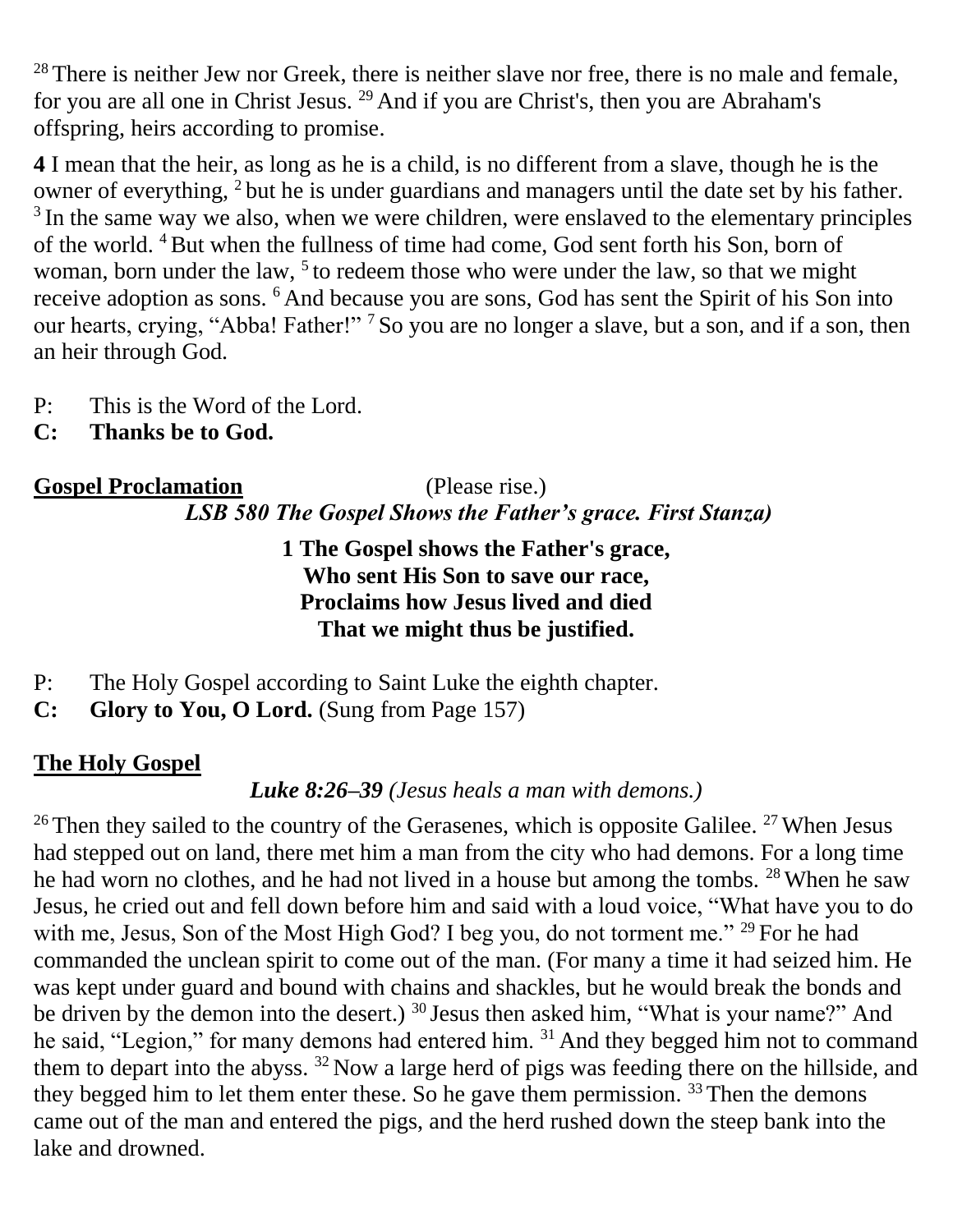[28] There is neither Jew nor Greek, there is neither slave nor free, there is no male and female, for you are all one in Christ Jesus. [29] And if you are Christ's, then you are Abraham's offspring, heirs according to promise.

**4** I mean that the heir, as long as he is a child, is no different from a slave, though he is the owner of everything, [2] but he is under guardians and managers until the date set by his father. [3] In the same way we also, when we were children, were enslaved to the elementary principles of the world. [4] But when the fullness of time had come, God sent forth his Son, born of woman, born under the law, [5] to redeem those who were under the law, so that we might receive adoption as sons. [6] And because you are sons, God has sent the Spirit of his Son into our hearts, crying, "Abba! Father!" [7] So you are no longer a slave, but a son, and if a son, then an heir through God.

P: This is the Word of the Lord.
**C: Thanks be to God.**

**Gospel Proclamation** (Please rise.)

***LSB 580 The Gospel Shows the Father's grace. First Stanza)***

**1 The Gospel shows the Father's grace,**
**Who sent His Son to save our race,**
**Proclaims how Jesus lived and died**
**That we might thus be justified.**

P: The Holy Gospel according to Saint Luke the eighth chapter.
**C: Glory to You, O Lord.** (Sung from Page 157)

**The Holy Gospel**

***Luke 8:26–39*** *(Jesus heals a man with demons.)*

[26] Then they sailed to the country of the Gerasenes, which is opposite Galilee. [27] When Jesus had stepped out on land, there met him a man from the city who had demons. For a long time he had worn no clothes, and he had not lived in a house but among the tombs. [28] When he saw Jesus, he cried out and fell down before him and said with a loud voice, "What have you to do with me, Jesus, Son of the Most High God? I beg you, do not torment me." [29] For he had commanded the unclean spirit to come out of the man. (For many a time it had seized him. He was kept under guard and bound with chains and shackles, but he would break the bonds and be driven by the demon into the desert.) [30] Jesus then asked him, "What is your name?" And he said, "Legion," for many demons had entered him. [31] And they begged him not to command them to depart into the abyss. [32] Now a large herd of pigs was feeding there on the hillside, and they begged him to let them enter these. So he gave them permission. [33] Then the demons came out of the man and entered the pigs, and the herd rushed down the steep bank into the lake and drowned.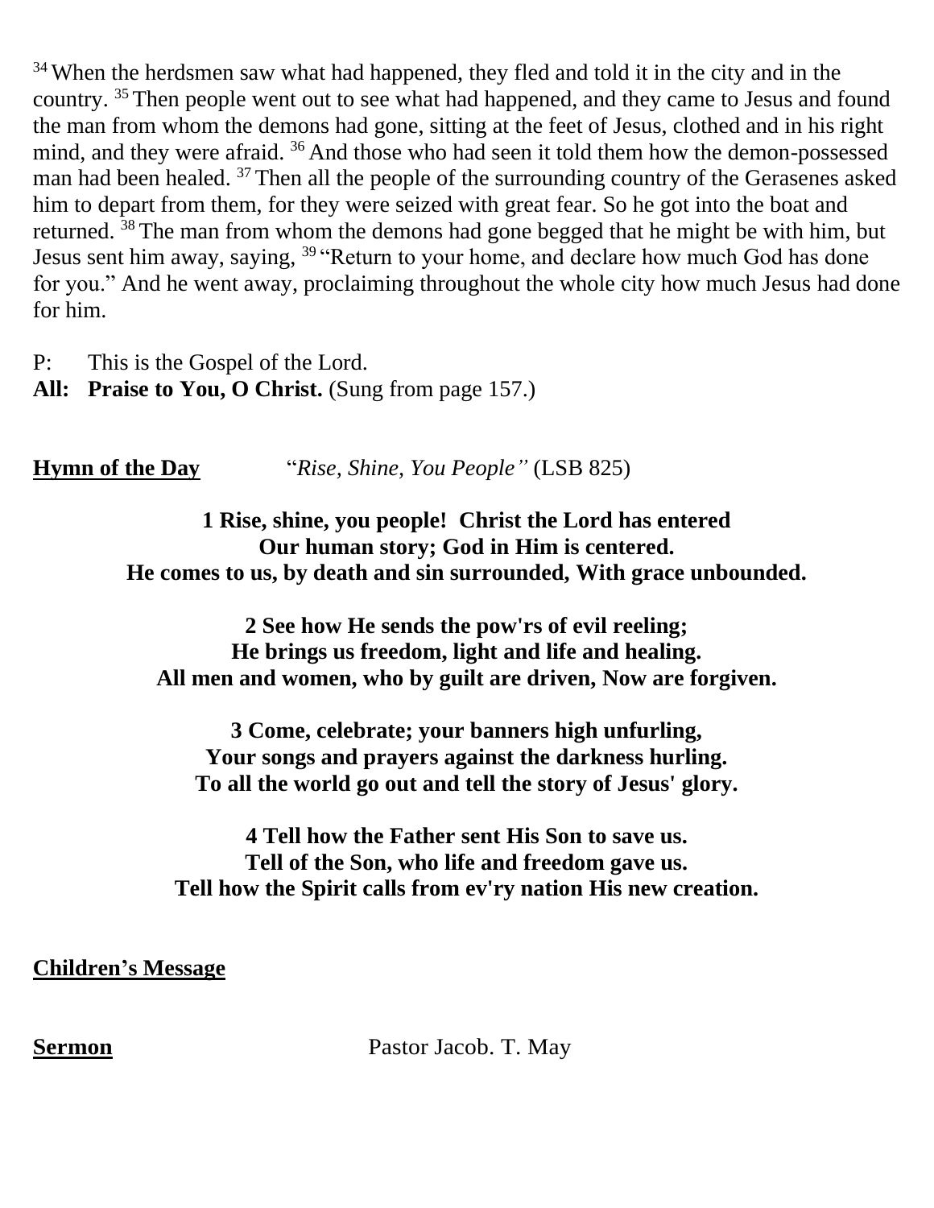[34] When the herdsmen saw what had happened, they fled and told it in the city and in the country. [35] Then people went out to see what had happened, and they came to Jesus and found the man from whom the demons had gone, sitting at the feet of Jesus, clothed and in his right mind, and they were afraid. [36] And those who had seen it told them how the demon-possessed man had been healed. [37] Then all the people of the surrounding country of the Gerasenes asked him to depart from them, for they were seized with great fear. So he got into the boat and returned. [38] The man from whom the demons had gone begged that he might be with him, but Jesus sent him away, saying, [39] "Return to your home, and declare how much God has done for you." And he went away, proclaiming throughout the whole city how much Jesus had done for him.

P: This is the Gospel of the Lord.
**All: Praise to You, O Christ.** (Sung from page 157.)

**Hymn of the Day** "*Rise, Shine, You People"* (LSB 825)

**1 Rise, shine, you people! Christ the Lord has entered**
**Our human story; God in Him is centered.**
**He comes to us, by death and sin surrounded, With grace unbounded.**

**2 See how He sends the pow'rs of evil reeling;**
**He brings us freedom, light and life and healing.**
**All men and women, who by guilt are driven, Now are forgiven.**

**3 Come, celebrate; your banners high unfurling,**
**Your songs and prayers against the darkness hurling.**
**To all the world go out and tell the story of Jesus' glory.**

**4 Tell how the Father sent His Son to save us.**
**Tell of the Son, who life and freedom gave us.**
**Tell how the Spirit calls from ev'ry nation His new creation.**

**Children's Message**

**Sermon** Pastor Jacob. T. May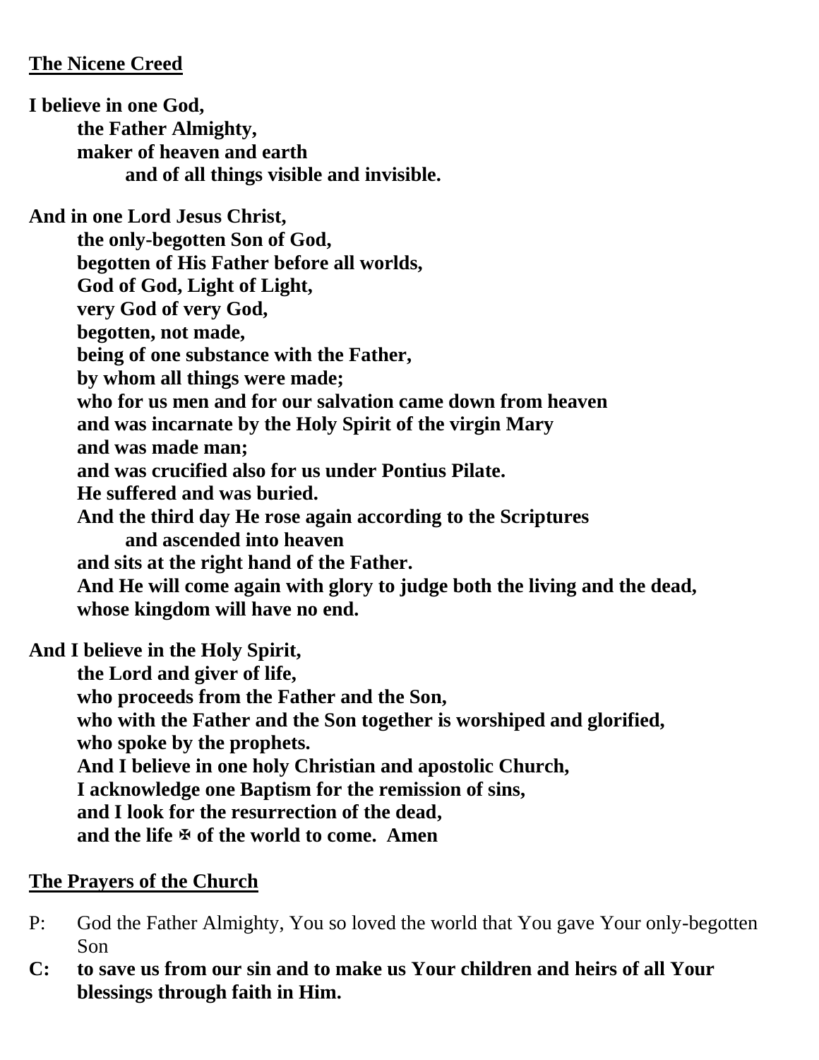**The Nicene Creed**

**I believe in one God,**
**the Father Almighty,**
**maker of heaven and earth**
**and of all things visible and invisible.**

**And in one Lord Jesus Christ,**
**the only-begotten Son of God,**
**begotten of His Father before all worlds,**
**God of God, Light of Light,**
**very God of very God,**
**begotten, not made,**
**being of one substance with the Father,**
**by whom all things were made;**
**who for us men and for our salvation came down from heaven**
**and was incarnate by the Holy Spirit of the virgin Mary**
**and was made man;**
**and was crucified also for us under Pontius Pilate.**
**He suffered and was buried.**
**And the third day He rose again according to the Scriptures**
**and ascended into heaven**
**and sits at the right hand of the Father.**
**And He will come again with glory to judge both the living and the dead,**
**whose kingdom will have no end.**

**And I believe in the Holy Spirit,**
**the Lord and giver of life,**
**who proceeds from the Father and the Son,**
**who with the Father and the Son together is worshiped and glorified,**
**who spoke by the prophets.**
**And I believe in one holy Christian and apostolic Church,**
**I acknowledge one Baptism for the remission of sins,**
**and I look for the resurrection of the dead,**
**and the life ✠ of the world to come. Amen**

**The Prayers of the Church**

P: God the Father Almighty, You so loved the world that You gave Your only-begotten Son

**C: to save us from our sin and to make us Your children and heirs of all Your blessings through faith in Him.**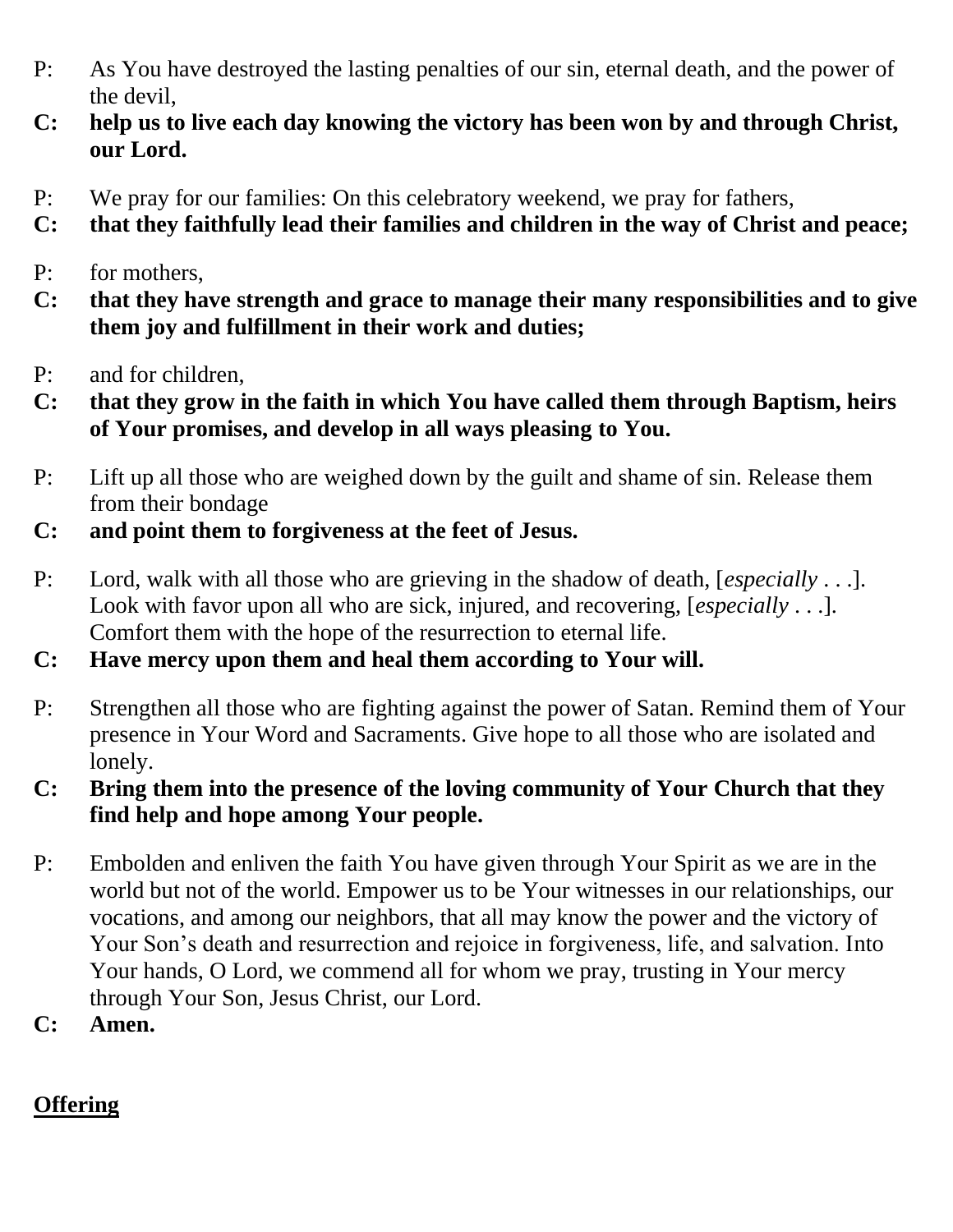P: As You have destroyed the lasting penalties of our sin, eternal death, and the power of the devil,

**C: help us to live each day knowing the victory has been won by and through Christ, our Lord.**

P: We pray for our families: On this celebratory weekend, we pray for fathers,

**C: that they faithfully lead their families and children in the way of Christ and peace;**

P: for mothers,

**C: that they have strength and grace to manage their many responsibilities and to give them joy and fulfillment in their work and duties;**

P: and for children,

**C: that they grow in the faith in which You have called them through Baptism, heirs of Your promises, and develop in all ways pleasing to You.**

P: Lift up all those who are weighed down by the guilt and shame of sin. Release them from their bondage

**C: and point them to forgiveness at the feet of Jesus.**

P: Lord, walk with all those who are grieving in the shadow of death, [*especially* . . .]. Look with favor upon all who are sick, injured, and recovering, [*especially* . . .]. Comfort them with the hope of the resurrection to eternal life.

**C: Have mercy upon them and heal them according to Your will.**

P: Strengthen all those who are fighting against the power of Satan. Remind them of Your presence in Your Word and Sacraments. Give hope to all those who are isolated and lonely.

**C: Bring them into the presence of the loving community of Your Church that they find help and hope among Your people.**

P: Embolden and enliven the faith You have given through Your Spirit as we are in the world but not of the world. Empower us to be Your witnesses in our relationships, our vocations, and among our neighbors, that all may know the power and the victory of Your Son's death and resurrection and rejoice in forgiveness, life, and salvation. Into Your hands, O Lord, we commend all for whom we pray, trusting in Your mercy through Your Son, Jesus Christ, our Lord.

**C: Amen.**

**<u>Offering</u>**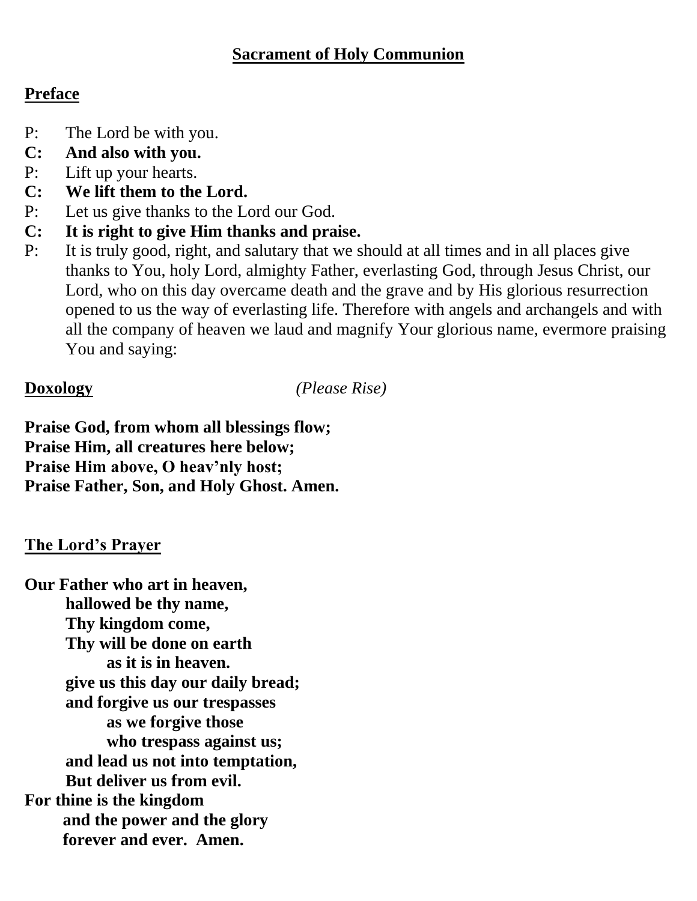## Sacrament of Holy Communion

### Preface

P: The Lord be with you.
**C: And also with you.**
P: Lift up your hearts.
**C: We lift them to the Lord.**
P: Let us give thanks to the Lord our God.
**C: It is right to give Him thanks and praise.**
P: It is truly good, right, and salutary that we should at all times and in all places give thanks to You, holy Lord, almighty Father, everlasting God, through Jesus Christ, our Lord, who on this day overcame death and the grave and by His glorious resurrection opened to us the way of everlasting life. Therefore with angels and archangels and with all the company of heaven we laud and magnify Your glorious name, evermore praising You and saying:

### Doxology *(Please Rise)*

**Praise God, from whom all blessings flow;**
**Praise Him, all creatures here below;**
**Praise Him above, O heav'nly host;**
**Praise Father, Son, and Holy Ghost. Amen.**

### The Lord's Prayer

**Our Father who art in heaven,**
**hallowed be thy name,**
**Thy kingdom come,**
**Thy will be done on earth**
**as it is in heaven.**
**give us this day our daily bread;**
**and forgive us our trespasses**
**as we forgive those**
**who trespass against us;**
**and lead us not into temptation,**
**But deliver us from evil.**
**For thine is the kingdom**
**and the power and the glory**
**forever and ever. Amen.**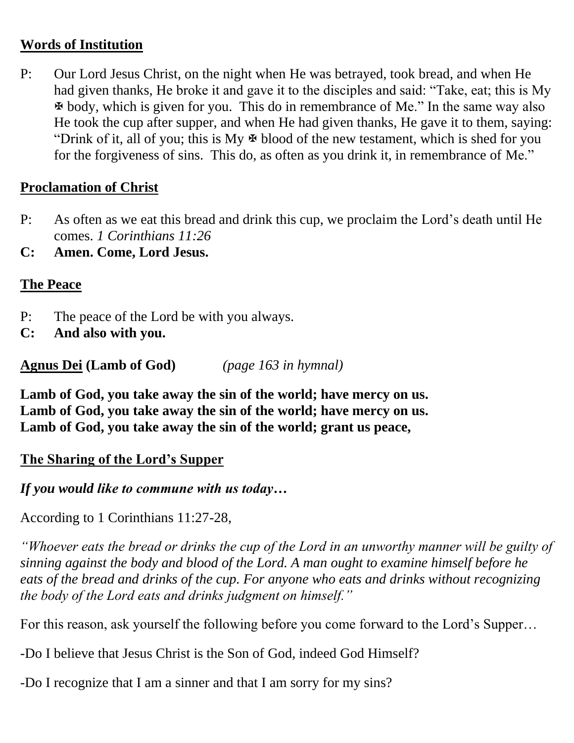**Words of Institution**

P: Our Lord Jesus Christ, on the night when He was betrayed, took bread, and when He had given thanks, He broke it and gave it to the disciples and said: "Take, eat; this is My ✠ body, which is given for you. This do in remembrance of Me." In the same way also He took the cup after supper, and when He had given thanks, He gave it to them, saying: "Drink of it, all of you; this is My ✠ blood of the new testament, which is shed for you for the forgiveness of sins. This do, as often as you drink it, in remembrance of Me."

**Proclamation of Christ**

P: As often as we eat this bread and drink this cup, we proclaim the Lord's death until He comes. *1 Corinthians 11:26*

**C: Amen. Come, Lord Jesus.**

**The Peace**

P: The peace of the Lord be with you always.

**C: And also with you.**

**Agnus Dei (Lamb of God)** *(page 163 in hymnal)*

**Lamb of God, you take away the sin of the world; have mercy on us.**
**Lamb of God, you take away the sin of the world; have mercy on us.**
**Lamb of God, you take away the sin of the world; grant us peace,**

**The Sharing of the Lord's Supper**

***If you would like to commune with us today…***

According to 1 Corinthians 11:27-28,

*"Whoever eats the bread or drinks the cup of the Lord in an unworthy manner will be guilty of sinning against the body and blood of the Lord. A man ought to examine himself before he eats of the bread and drinks of the cup. For anyone who eats and drinks without recognizing the body of the Lord eats and drinks judgment on himself."*

For this reason, ask yourself the following before you come forward to the Lord's Supper…

-Do I believe that Jesus Christ is the Son of God, indeed God Himself?

-Do I recognize that I am a sinner and that I am sorry for my sins?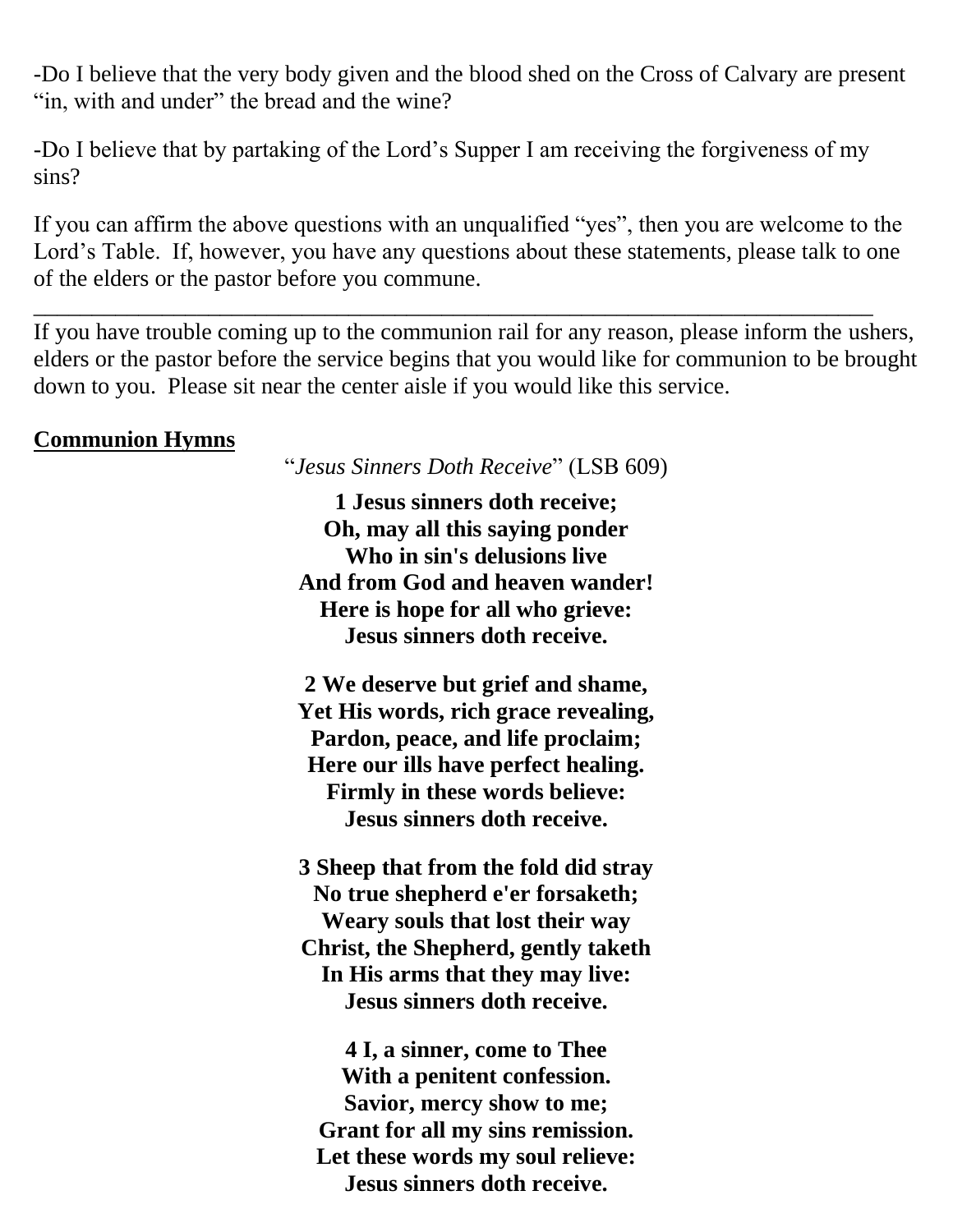-Do I believe that the very body given and the blood shed on the Cross of Calvary are present "in, with and under" the bread and the wine?

-Do I believe that by partaking of the Lord's Supper I am receiving the forgiveness of my sins?

If you can affirm the above questions with an unqualified "yes", then you are welcome to the Lord's Table. If, however, you have any questions about these statements, please talk to one of the elders or the pastor before you commune.

---

If you have trouble coming up to the communion rail for any reason, please inform the ushers, elders or the pastor before the service begins that you would like for communion to be brought down to you. Please sit near the center aisle if you would like this service.

**Communion Hymns**

"*Jesus Sinners Doth Receive*" (LSB 609)

**1 Jesus sinners doth receive;**
**Oh, may all this saying ponder**
**Who in sin's delusions live**
**And from God and heaven wander!**
**Here is hope for all who grieve:**
**Jesus sinners doth receive.**

**2 We deserve but grief and shame,**
**Yet His words, rich grace revealing,**
**Pardon, peace, and life proclaim;**
**Here our ills have perfect healing.**
**Firmly in these words believe:**
**Jesus sinners doth receive.**

**3 Sheep that from the fold did stray**
**No true shepherd e'er forsaketh;**
**Weary souls that lost their way**
**Christ, the Shepherd, gently taketh**
**In His arms that they may live:**
**Jesus sinners doth receive.**

**4 I, a sinner, come to Thee**
**With a penitent confession.**
**Savior, mercy show to me;**
**Grant for all my sins remission.**
**Let these words my soul relieve:**
**Jesus sinners doth receive.**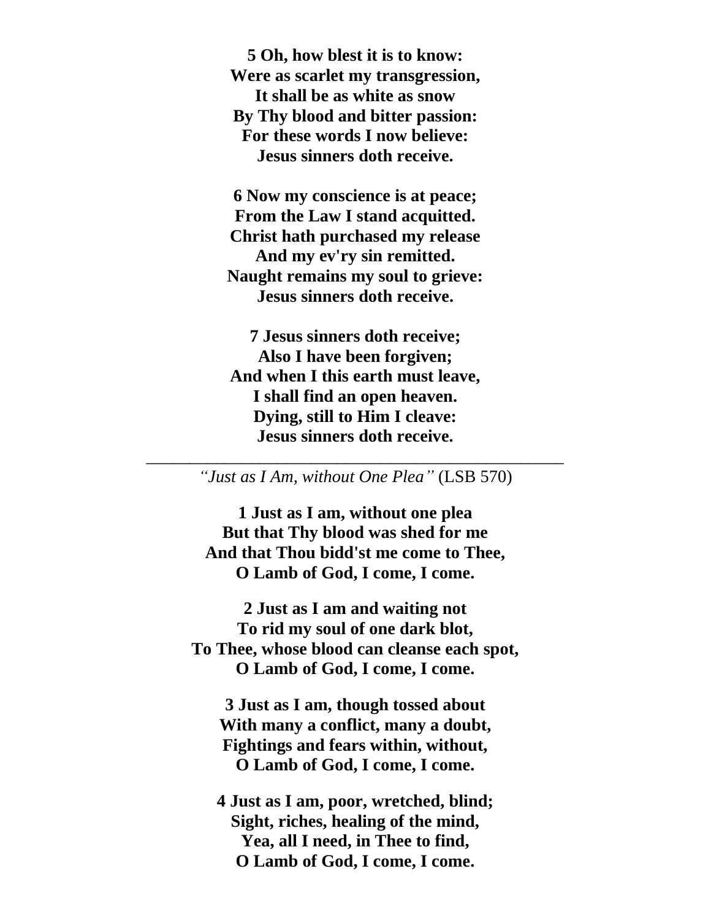**5 Oh, how blest it is to know:**
**Were as scarlet my transgression,**
**It shall be as white as snow**
**By Thy blood and bitter passion:**
**For these words I now believe:**
**Jesus sinners doth receive.**

**6 Now my conscience is at peace;**
**From the Law I stand acquitted.**
**Christ hath purchased my release**
**And my ev'ry sin remitted.**
**Naught remains my soul to grieve:**
**Jesus sinners doth receive.**

**7 Jesus sinners doth receive;**
**Also I have been forgiven;**
**And when I this earth must leave,**
**I shall find an open heaven.**
**Dying, still to Him I cleave:**
**Jesus sinners doth receive.**

---

*"Just as I Am, without One Plea"* (LSB 570)

**1 Just as I am, without one plea**
**But that Thy blood was shed for me**
**And that Thou bidd'st me come to Thee,**
**O Lamb of God, I come, I come.**

**2 Just as I am and waiting not**
**To rid my soul of one dark blot,**
**To Thee, whose blood can cleanse each spot,**
**O Lamb of God, I come, I come.**

**3 Just as I am, though tossed about**
**With many a conflict, many a doubt,**
**Fightings and fears within, without,**
**O Lamb of God, I come, I come.**

**4 Just as I am, poor, wretched, blind;**
**Sight, riches, healing of the mind,**
**Yea, all I need, in Thee to find,**
**O Lamb of God, I come, I come.**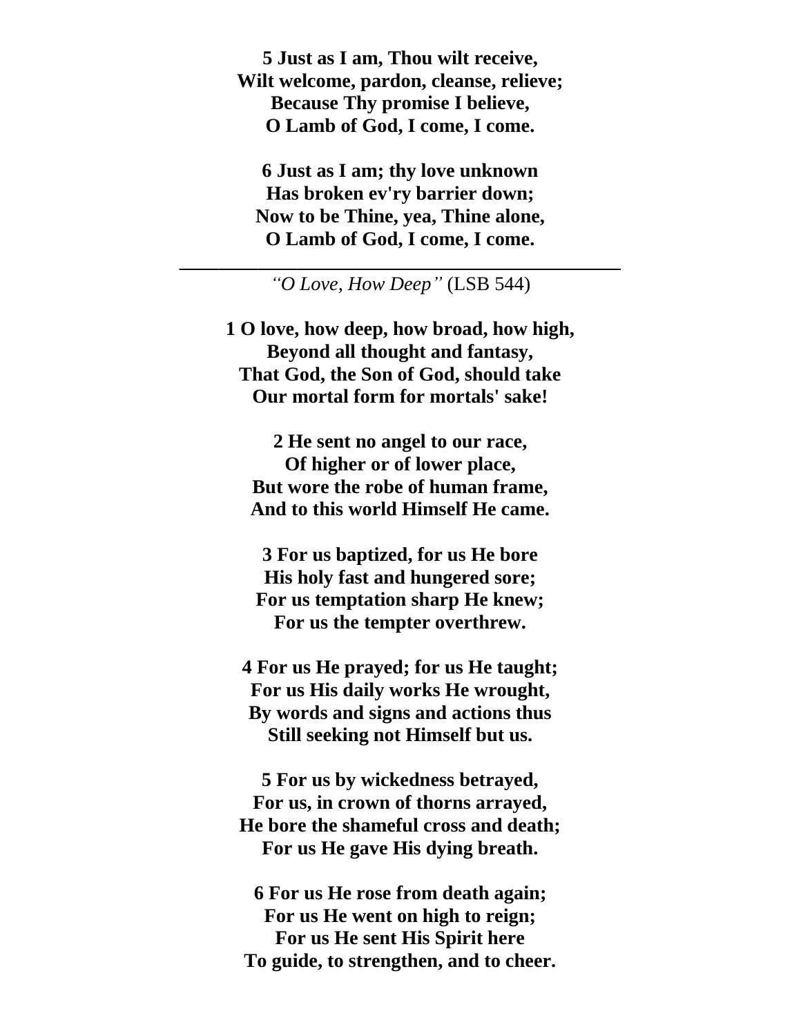**5 Just as I am, Thou wilt receive,**
**Wilt welcome, pardon, cleanse, relieve;**
**Because Thy promise I believe,**
**O Lamb of God, I come, I come.**

**6 Just as I am; thy love unknown**
**Has broken ev'ry barrier down;**
**Now to be Thine, yea, Thine alone,**
**O Lamb of God, I come, I come.**

---

*"O Love, How Deep"* (LSB 544)

**1 O love, how deep, how broad, how high,**
**Beyond all thought and fantasy,**
**That God, the Son of God, should take**
**Our mortal form for mortals' sake!**

**2 He sent no angel to our race,**
**Of higher or of lower place,**
**But wore the robe of human frame,**
**And to this world Himself He came.**

**3 For us baptized, for us He bore**
**His holy fast and hungered sore;**
**For us temptation sharp He knew;**
**For us the tempter overthrew.**

**4 For us He prayed; for us He taught;**
**For us His daily works He wrought,**
**By words and signs and actions thus**
**Still seeking not Himself but us.**

**5 For us by wickedness betrayed,**
**For us, in crown of thorns arrayed,**
**He bore the shameful cross and death;**
**For us He gave His dying breath.**

**6 For us He rose from death again;**
**For us He went on high to reign;**
**For us He sent His Spirit here**
**To guide, to strengthen, and to cheer.**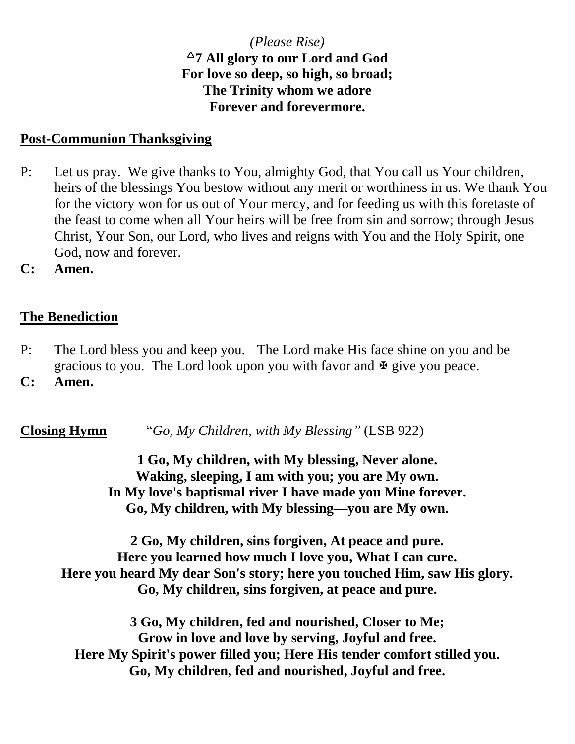*(Please Rise)*

**△7 All glory to our Lord and God**
**For love so deep, so high, so broad;**
**The Trinity whom we adore**
**Forever and forevermore.**

## Post-Communion Thanksgiving

P: Let us pray. We give thanks to You, almighty God, that You call us Your children, heirs of the blessings You bestow without any merit or worthiness in us. We thank You for the victory won for us out of Your mercy, and for feeding us with this foretaste of the feast to come when all Your heirs will be free from sin and sorrow; through Jesus Christ, Your Son, our Lord, who lives and reigns with You and the Holy Spirit, one God, now and forever.

**C: Amen.**

## The Benediction

P: The Lord bless you and keep you. The Lord make His face shine on you and be gracious to you. The Lord look upon you with favor and ✠ give you peace.

**C: Amen.**

**Closing Hymn** "*Go, My Children, with My Blessing"* (LSB 922)

**1 Go, My children, with My blessing, Never alone.**
**Waking, sleeping, I am with you; you are My own.**
**In My love's baptismal river I have made you Mine forever.**
**Go, My children, with My blessing—you are My own.**

**2 Go, My children, sins forgiven, At peace and pure.**
**Here you learned how much I love you, What I can cure.**
**Here you heard My dear Son's story; here you touched Him, saw His glory.**
**Go, My children, sins forgiven, at peace and pure.**

**3 Go, My children, fed and nourished, Closer to Me;**
**Grow in love and love by serving, Joyful and free.**
**Here My Spirit's power filled you; Here His tender comfort stilled you.**
**Go, My children, fed and nourished, Joyful and free.**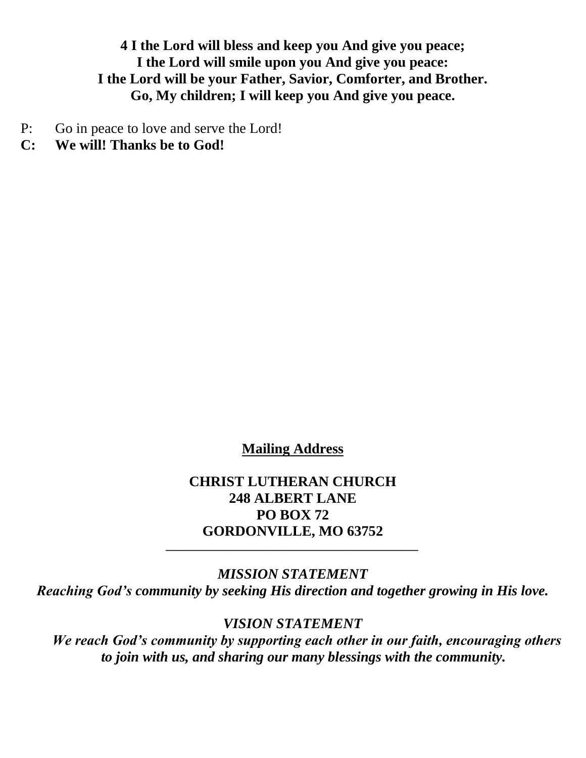**4 I the Lord will bless and keep you And give you peace;**
**I the Lord will smile upon you And give you peace:**
**I the Lord will be your Father, Savior, Comforter, and Brother.**
**Go, My children; I will keep you And give you peace.**

P: Go in peace to love and serve the Lord!
**C: We will! Thanks be to God!**

**Mailing Address**

**CHRIST LUTHERAN CHURCH**
**248 ALBERT LANE**
**PO BOX 72**
**GORDONVILLE, MO 63752**

---

***MISSION STATEMENT***
***Reaching God's community by seeking His direction and together growing in His love.***

***VISION STATEMENT***
***We reach God's community by supporting each other in our faith, encouraging others to join with us, and sharing our many blessings with the community.***